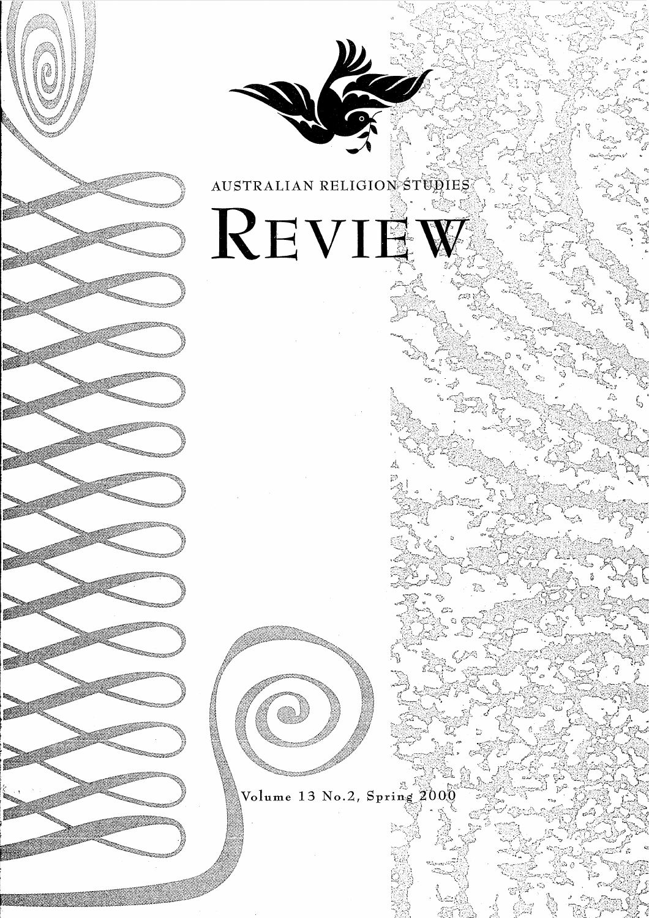AUSTRALIAN RELIGION STUDIES

# REVIEW

Volume 13 No.2, Spring 2000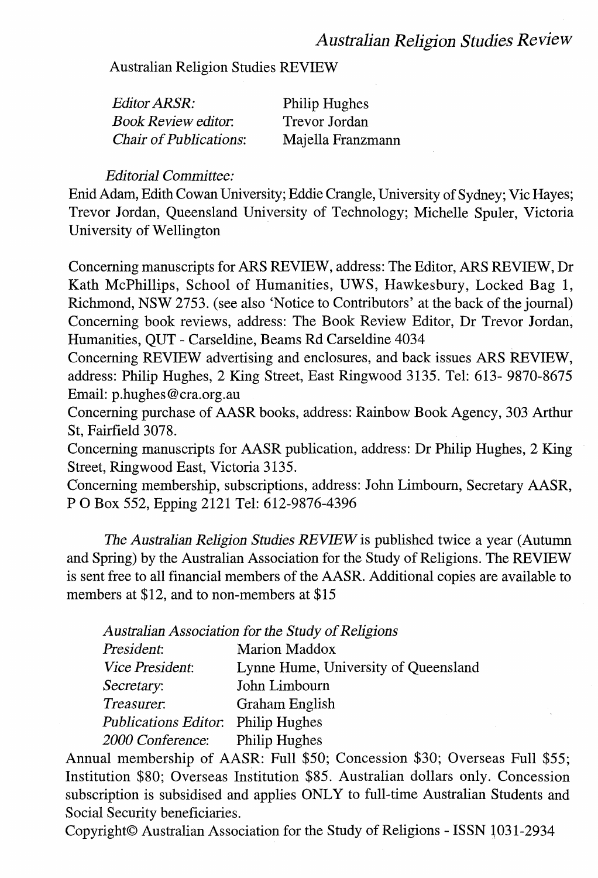Australian Religion Studies REVIEW

| | |
|---|---|
| *Editor ARSR:* | Philip Hughes |
| *Book Review editor:* | Trevor Jordan |
| *Chair of Publications:* | Majella Franzmann |

*Editorial Committee:*

Enid Adam, Edith Cowan University; Eddie Crangle, University of Sydney; Vic Hayes; Trevor Jordan, Queensland University of Technology; Michelle Spuler, Victoria University of Wellington

Concerning manuscripts for ARS REVIEW, address: The Editor, ARS REVIEW, Dr Kath McPhillips, School of Humanities, UWS, Hawkesbury, Locked Bag 1, Richmond, NSW 2753. (see also 'Notice to Contributors' at the back of the journal)

Concerning book reviews, address: The Book Review Editor, Dr Trevor Jordan, Humanities, QUT - Carseldine, Beams Rd Carseldine 4034

Concerning REVIEW advertising and enclosures, and back issues ARS REVIEW, address: Philip Hughes, 2 King Street, East Ringwood 3135. Tel: 613- 9870-8675 Email: p.hughes@cra.org.au

Concerning purchase of AASR books, address: Rainbow Book Agency, 303 Arthur St, Fairfield 3078.

Concerning manuscripts for AASR publication, address: Dr Philip Hughes, 2 King Street, Ringwood East, Victoria 3135.

Concerning membership, subscriptions, address: John Limbourn, Secretary AASR, P O Box 552, Epping 2121 Tel: 612-9876-4396

*The Australian Religion Studies REVIEW* is published twice a year (Autumn and Spring) by the Australian Association for the Study of Religions. The REVIEW is sent free to all financial members of the AASR. Additional copies are available to members at $12, and to non-members at $15

*Australian Association for the Study of Religions*

| | |
|---|---|
| *President:* | Marion Maddox |
| *Vice President:* | Lynne Hume, University of Queensland |
| *Secretary:* | John Limbourn |
| *Treasurer:* | Graham English |
| *Publications Editor:* | Philip Hughes |
| *2000 Conference:* | Philip Hughes |

Annual membership of AASR: Full $50; Concession $30; Overseas Full $55; Institution $80; Overseas Institution $85. Australian dollars only. Concession subscription is subsidised and applies ONLY to full-time Australian Students and Social Security beneficiaries.

Copyright© Australian Association for the Study of Religions - ISSN 1031-2934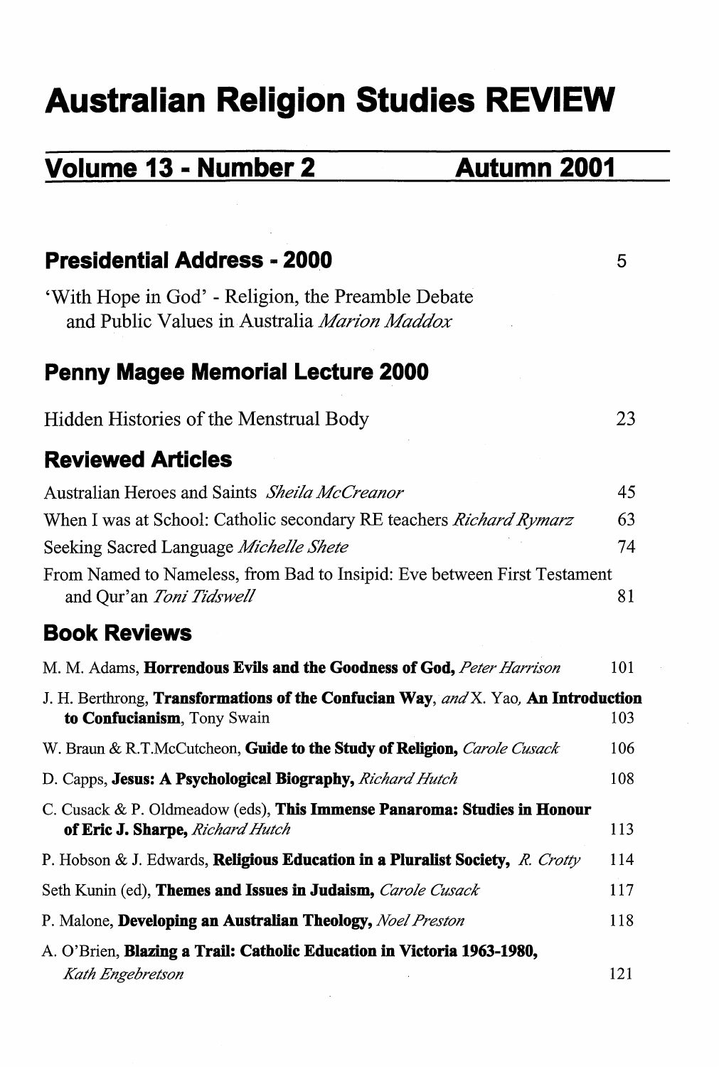# Australian Religion Studies REVIEW

## Volume 13 - Number 2 Autumn 2001

### Presidential Address - 2000 5

'With Hope in God' - Religion, the Preamble Debate and Public Values in Australia *Marion Maddox*

### Penny Magee Memorial Lecture 2000

Hidden Histories of the Menstrual Body 23

### Reviewed Articles

Australian Heroes and Saints *Sheila McCreanor* 45

When I was at School: Catholic secondary RE teachers *Richard Rymarz* 63

Seeking Sacred Language *Michelle Shete* 74

From Named to Nameless, from Bad to Insipid: Eve between First Testament and Qur'an *Toni Tidswell* 81

### Book Reviews

M. M. Adams, **Horrendous Evils and the Goodness of God,** *Peter Harrison* 101

J. H. Berthrong, **Transformations of the Confucian Way**, *and* X. Yao, **An Introduction to Confucianism**, Tony Swain 103

W. Braun & R.T.McCutcheon, **Guide to the Study of Religion,** *Carole Cusack* 106

D. Capps, **Jesus: A Psychological Biography,** *Richard Hutch* 108

C. Cusack & P. Oldmeadow (eds), **This Immense Panaroma: Studies in Honour of Eric J. Sharpe,** *Richard Hutch* 113

P. Hobson & J. Edwards, **Religious Education in a Pluralist Society,** *R. Crotty* 114

Seth Kunin (ed), **Themes and Issues in Judaism,** *Carole Cusack* 117

P. Malone, **Developing an Australian Theology,** *Noel Preston* 118

A. O'Brien, **Blazing a Trail: Catholic Education in Victoria 1963-1980,** *Kath Engebretson* 121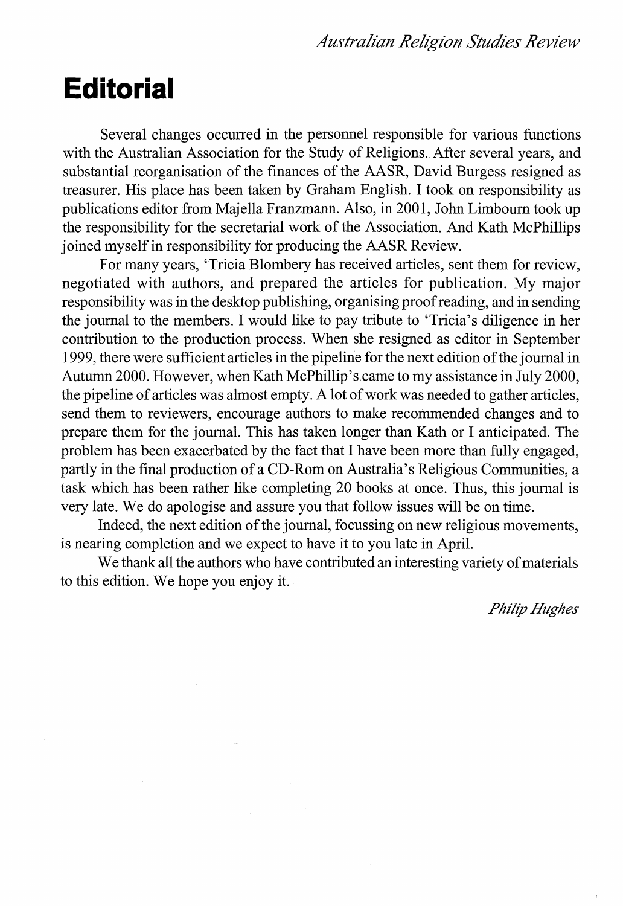# Editorial

Several changes occurred in the personnel responsible for various functions with the Australian Association for the Study of Religions. After several years, and substantial reorganisation of the finances of the AASR, David Burgess resigned as treasurer. His place has been taken by Graham English. I took on responsibility as publications editor from Majella Franzmann. Also, in 2001, John Limbourn took up the responsibility for the secretarial work of the Association. And Kath McPhillips joined myself in responsibility for producing the AASR Review.

For many years, 'Tricia Blombery has received articles, sent them for review, negotiated with authors, and prepared the articles for publication. My major responsibility was in the desktop publishing, organising proof reading, and in sending the journal to the members. I would like to pay tribute to 'Tricia's diligence in her contribution to the production process. When she resigned as editor in September 1999, there were sufficient articles in the pipeline for the next edition of the journal in Autumn 2000. However, when Kath McPhillip's came to my assistance in July 2000, the pipeline of articles was almost empty. A lot of work was needed to gather articles, send them to reviewers, encourage authors to make recommended changes and to prepare them for the journal. This has taken longer than Kath or I anticipated. The problem has been exacerbated by the fact that I have been more than fully engaged, partly in the final production of a CD-Rom on Australia's Religious Communities, a task which has been rather like completing 20 books at once. Thus, this journal is very late. We do apologise and assure you that follow issues will be on time.

Indeed, the next edition of the journal, focussing on new religious movements, is nearing completion and we expect to have it to you late in April.

We thank all the authors who have contributed an interesting variety of materials to this edition. We hope you enjoy it.

*Philip Hughes*